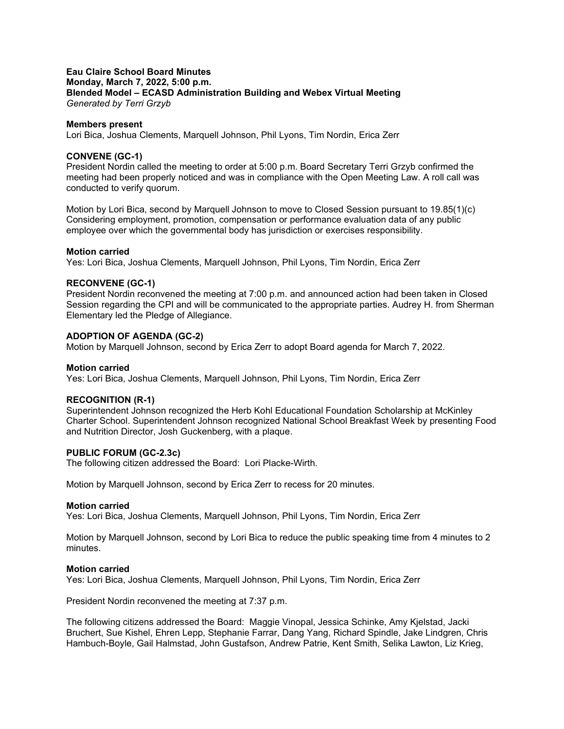**Eau Claire School Board Minutes**
**Monday, March 7, 2022, 5:00 p.m.**
**Blended Model – ECASD Administration Building and Webex Virtual Meeting**
*Generated by Terri Grzyb*

**Members present**
Lori Bica, Joshua Clements, Marquell Johnson, Phil Lyons, Tim Nordin, Erica Zerr

**CONVENE (GC-1)**
President Nordin called the meeting to order at 5:00 p.m. Board Secretary Terri Grzyb confirmed the meeting had been properly noticed and was in compliance with the Open Meeting Law. A roll call was conducted to verify quorum.

Motion by Lori Bica, second by Marquell Johnson to move to Closed Session pursuant to 19.85(1)(c) Considering employment, promotion, compensation or performance evaluation data of any public employee over which the governmental body has jurisdiction or exercises responsibility.

**Motion carried**
Yes: Lori Bica, Joshua Clements, Marquell Johnson, Phil Lyons, Tim Nordin, Erica Zerr

**RECONVENE (GC-1)**
President Nordin reconvened the meeting at 7:00 p.m. and announced action had been taken in Closed Session regarding the CPI and will be communicated to the appropriate parties. Audrey H. from Sherman Elementary led the Pledge of Allegiance.

**ADOPTION OF AGENDA (GC-2)**
Motion by Marquell Johnson, second by Erica Zerr to adopt Board agenda for March 7, 2022.

**Motion carried**
Yes: Lori Bica, Joshua Clements, Marquell Johnson, Phil Lyons, Tim Nordin, Erica Zerr

**RECOGNITION (R-1)**
Superintendent Johnson recognized the Herb Kohl Educational Foundation Scholarship at McKinley Charter School. Superintendent Johnson recognized National School Breakfast Week by presenting Food and Nutrition Director, Josh Guckenberg, with a plaque.

**PUBLIC FORUM (GC-2.3c)**
The following citizen addressed the Board: Lori Placke-Wirth.

Motion by Marquell Johnson, second by Erica Zerr to recess for 20 minutes.

**Motion carried**
Yes: Lori Bica, Joshua Clements, Marquell Johnson, Phil Lyons, Tim Nordin, Erica Zerr

Motion by Marquell Johnson, second by Lori Bica to reduce the public speaking time from 4 minutes to 2 minutes.

**Motion carried**
Yes: Lori Bica, Joshua Clements, Marquell Johnson, Phil Lyons, Tim Nordin, Erica Zerr

President Nordin reconvened the meeting at 7:37 p.m.

The following citizens addressed the Board: Maggie Vinopal, Jessica Schinke, Amy Kjelstad, Jacki Bruchert, Sue Kishel, Ehren Lepp, Stephanie Farrar, Dang Yang, Richard Spindle, Jake Lindgren, Chris Hambuch-Boyle, Gail Halmstad, John Gustafson, Andrew Patrie, Kent Smith, Selika Lawton, Liz Krieg,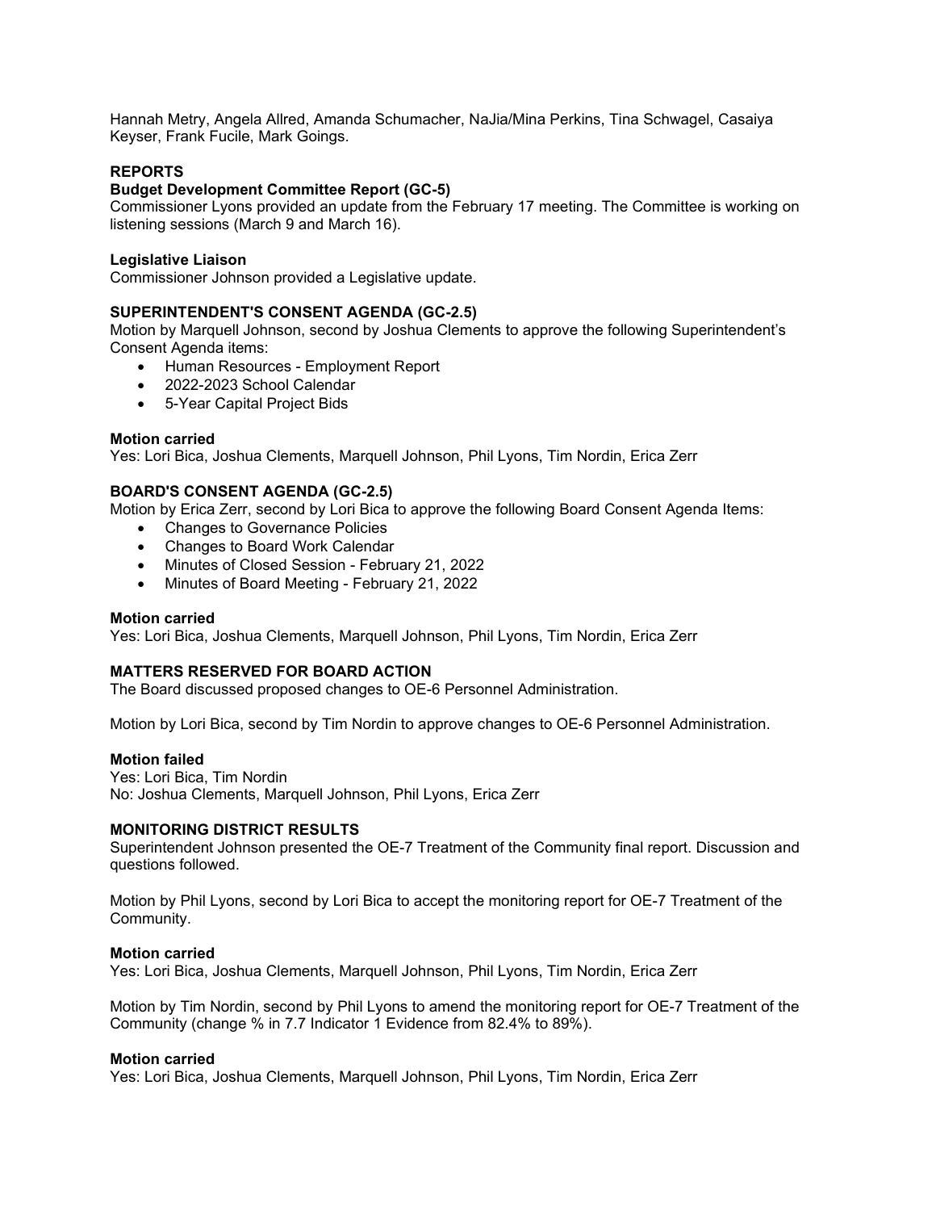Hannah Metry, Angela Allred, Amanda Schumacher, NaJia/Mina Perkins, Tina Schwagel, Casaiya Keyser, Frank Fucile, Mark Goings.

## REPORTS

### Budget Development Committee Report (GC-5)

Commissioner Lyons provided an update from the February 17 meeting. The Committee is working on listening sessions (March 9 and March 16).

### Legislative Liaison

Commissioner Johnson provided a Legislative update.

## SUPERINTENDENT'S CONSENT AGENDA (GC-2.5)

Motion by Marquell Johnson, second by Joshua Clements to approve the following Superintendent's Consent Agenda items:

- Human Resources - Employment Report
- 2022-2023 School Calendar
- 5-Year Capital Project Bids

**Motion carried**
Yes: Lori Bica, Joshua Clements, Marquell Johnson, Phil Lyons, Tim Nordin, Erica Zerr

## BOARD'S CONSENT AGENDA (GC-2.5)

Motion by Erica Zerr, second by Lori Bica to approve the following Board Consent Agenda Items:

- Changes to Governance Policies
- Changes to Board Work Calendar
- Minutes of Closed Session - February 21, 2022
- Minutes of Board Meeting - February 21, 2022

**Motion carried**
Yes: Lori Bica, Joshua Clements, Marquell Johnson, Phil Lyons, Tim Nordin, Erica Zerr

## MATTERS RESERVED FOR BOARD ACTION

The Board discussed proposed changes to OE-6 Personnel Administration.

Motion by Lori Bica, second by Tim Nordin to approve changes to OE-6 Personnel Administration.

**Motion failed**
Yes: Lori Bica, Tim Nordin
No: Joshua Clements, Marquell Johnson, Phil Lyons, Erica Zerr

## MONITORING DISTRICT RESULTS

Superintendent Johnson presented the OE-7 Treatment of the Community final report. Discussion and questions followed.

Motion by Phil Lyons, second by Lori Bica to accept the monitoring report for OE-7 Treatment of the Community.

**Motion carried**
Yes: Lori Bica, Joshua Clements, Marquell Johnson, Phil Lyons, Tim Nordin, Erica Zerr

Motion by Tim Nordin, second by Phil Lyons to amend the monitoring report for OE-7 Treatment of the Community (change % in 7.7 Indicator 1 Evidence from 82.4% to 89%).

**Motion carried**
Yes: Lori Bica, Joshua Clements, Marquell Johnson, Phil Lyons, Tim Nordin, Erica Zerr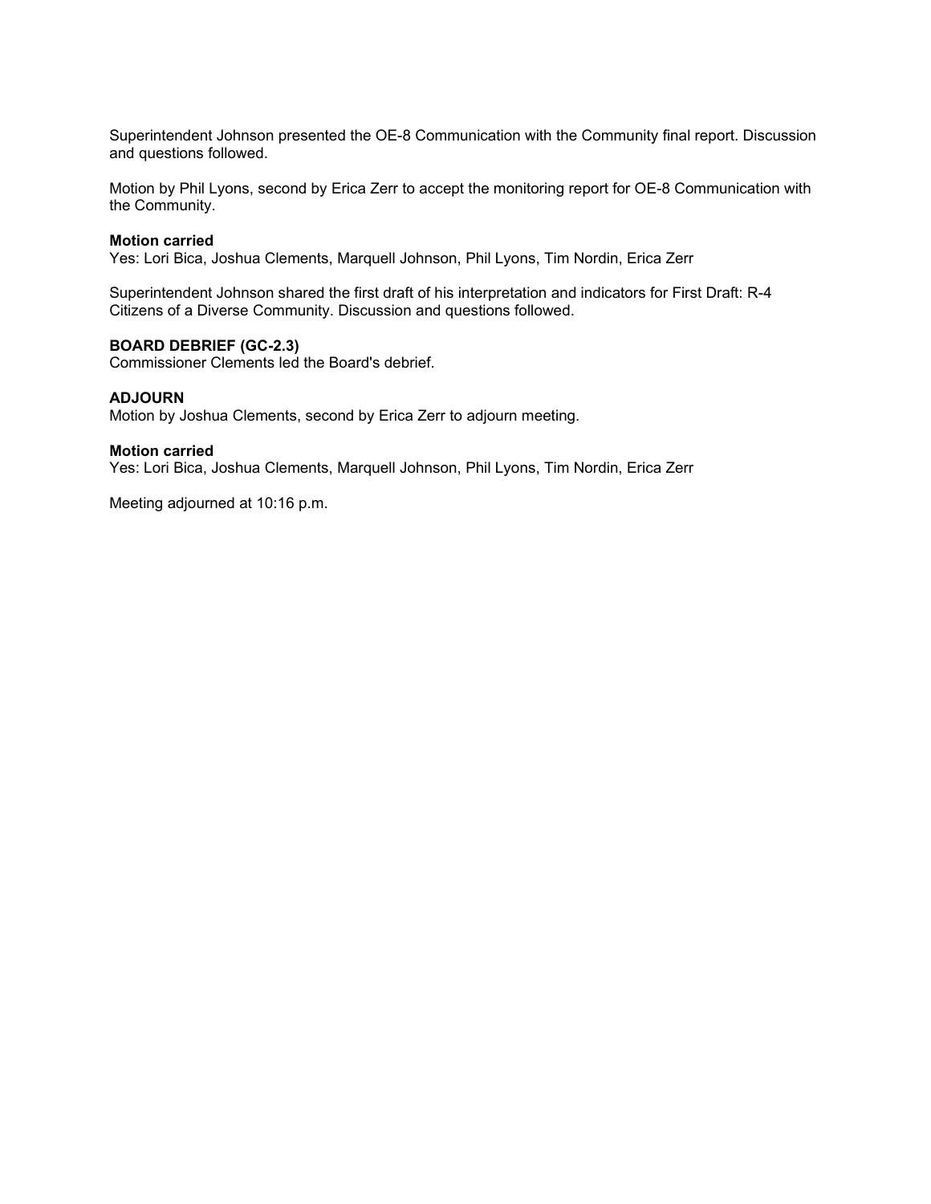Superintendent Johnson presented the OE-8 Communication with the Community final report. Discussion and questions followed.

Motion by Phil Lyons, second by Erica Zerr to accept the monitoring report for OE-8 Communication with the Community.

**Motion carried**
Yes: Lori Bica, Joshua Clements, Marquell Johnson, Phil Lyons, Tim Nordin, Erica Zerr

Superintendent Johnson shared the first draft of his interpretation and indicators for First Draft: R-4 Citizens of a Diverse Community. Discussion and questions followed.

**BOARD DEBRIEF (GC-2.3)**
Commissioner Clements led the Board's debrief.

**ADJOURN**
Motion by Joshua Clements, second by Erica Zerr to adjourn meeting.

**Motion carried**
Yes: Lori Bica, Joshua Clements, Marquell Johnson, Phil Lyons, Tim Nordin, Erica Zerr

Meeting adjourned at 10:16 p.m.